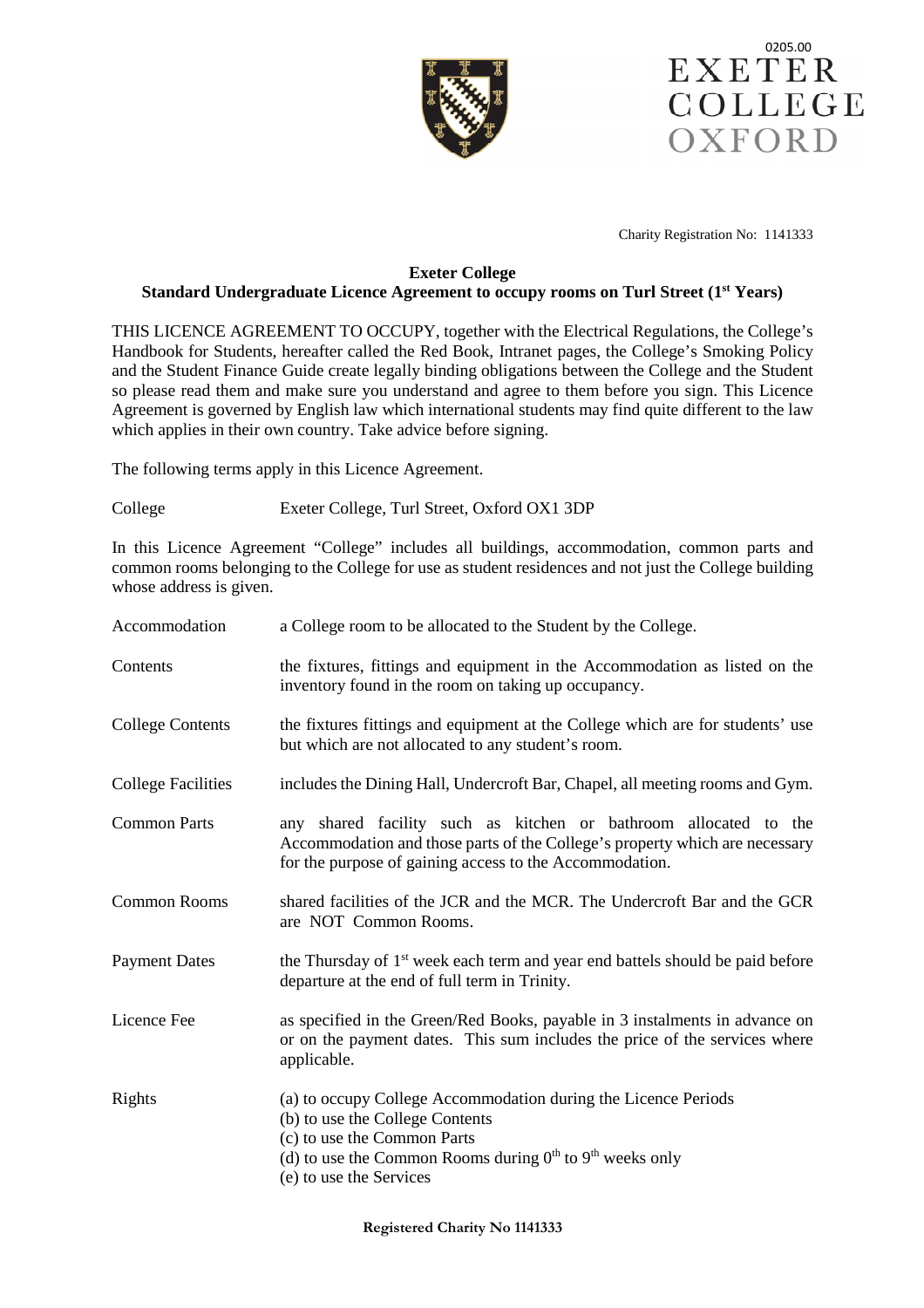0205.00

EXETER COLLEGE OXFORD

Charity Registration No: 1141333

**Exeter College**
**Standard Undergraduate Licence Agreement to occupy rooms on Turl Street (1st Years)**

THIS LICENCE AGREEMENT TO OCCUPY, together with the Electrical Regulations, the College's Handbook for Students, hereafter called the Red Book, Intranet pages, the College's Smoking Policy and the Student Finance Guide create legally binding obligations between the College and the Student so please read them and make sure you understand and agree to them before you sign. This Licence Agreement is governed by English law which international students may find quite different to the law which applies in their own country. Take advice before signing.

The following terms apply in this Licence Agreement.

| | |
|---|---|
| College | Exeter College, Turl Street, Oxford OX1 3DP |

In this Licence Agreement "College" includes all buildings, accommodation, common parts and common rooms belonging to the College for use as student residences and not just the College building whose address is given.

| | |
|---|---|
| Accommodation | a College room to be allocated to the Student by the College. |
| Contents | the fixtures, fittings and equipment in the Accommodation as listed on the inventory found in the room on taking up occupancy. |
| College Contents | the fixtures fittings and equipment at the College which are for students' use but which are not allocated to any student's room. |
| College Facilities | includes the Dining Hall, Undercroft Bar, Chapel, all meeting rooms and Gym. |
| Common Parts | any shared facility such as kitchen or bathroom allocated to the Accommodation and those parts of the College's property which are necessary for the purpose of gaining access to the Accommodation. |
| Common Rooms | shared facilities of the JCR and the MCR. The Undercroft Bar and the GCR are NOT Common Rooms. |
| Payment Dates | the Thursday of 1st week each term and year end battels should be paid before departure at the end of full term in Trinity. |
| Licence Fee | as specified in the Green/Red Books, payable in 3 instalments in advance on or on the payment dates. This sum includes the price of the services where applicable. |
| Rights | (a) to occupy College Accommodation during the Licence Periods<br>(b) to use the College Contents<br>(c) to use the Common Parts<br>(d) to use the Common Rooms during 0th to 9th weeks only<br>(e) to use the Services |

**Registered Charity No 1141333**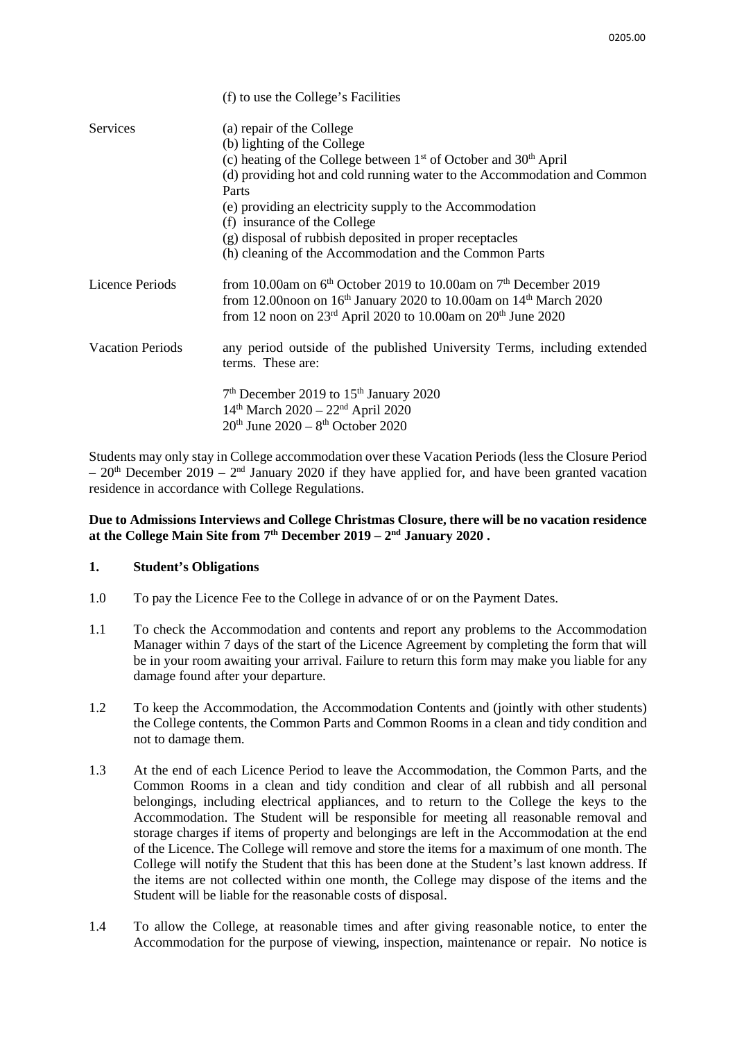| | |
|---|---|
| | (f) to use the College's Facilities |
| Services | (a) repair of the College<br>(b) lighting of the College<br>(c) heating of the College between 1st of October and 30th April<br>(d) providing hot and cold running water to the Accommodation and Common Parts<br>(e) providing an electricity supply to the Accommodation<br>(f) insurance of the College<br>(g) disposal of rubbish deposited in proper receptacles<br>(h) cleaning of the Accommodation and the Common Parts |
| Licence Periods | from 10.00am on 6th October 2019 to 10.00am on 7th December 2019<br>from 12.00noon on 16th January 2020 to 10.00am on 14th March 2020<br>from 12 noon on 23rd April 2020 to 10.00am on 20th June 2020 |
| Vacation Periods | any period outside of the published University Terms, including extended terms. These are:<br><br>7th December 2019 to 15th January 2020<br>14th March 2020 – 22nd April 2020<br>20th June 2020 – 8th October 2020 |

Students may only stay in College accommodation over these Vacation Periods (less the Closure Period – 20th December 2019 – 2nd January 2020 if they have applied for, and have been granted vacation residence in accordance with College Regulations.

**Due to Admissions Interviews and College Christmas Closure, there will be no vacation residence at the College Main Site from 7th December 2019 – 2nd January 2020 .**

## 1. Student's Obligations

1.0 To pay the Licence Fee to the College in advance of or on the Payment Dates.

1.1 To check the Accommodation and contents and report any problems to the Accommodation Manager within 7 days of the start of the Licence Agreement by completing the form that will be in your room awaiting your arrival. Failure to return this form may make you liable for any damage found after your departure.

1.2 To keep the Accommodation, the Accommodation Contents and (jointly with other students) the College contents, the Common Parts and Common Rooms in a clean and tidy condition and not to damage them.

1.3 At the end of each Licence Period to leave the Accommodation, the Common Parts, and the Common Rooms in a clean and tidy condition and clear of all rubbish and all personal belongings, including electrical appliances, and to return to the College the keys to the Accommodation. The Student will be responsible for meeting all reasonable removal and storage charges if items of property and belongings are left in the Accommodation at the end of the Licence. The College will remove and store the items for a maximum of one month. The College will notify the Student that this has been done at the Student's last known address. If the items are not collected within one month, the College may dispose of the items and the Student will be liable for the reasonable costs of disposal.

1.4 To allow the College, at reasonable times and after giving reasonable notice, to enter the Accommodation for the purpose of viewing, inspection, maintenance or repair. No notice is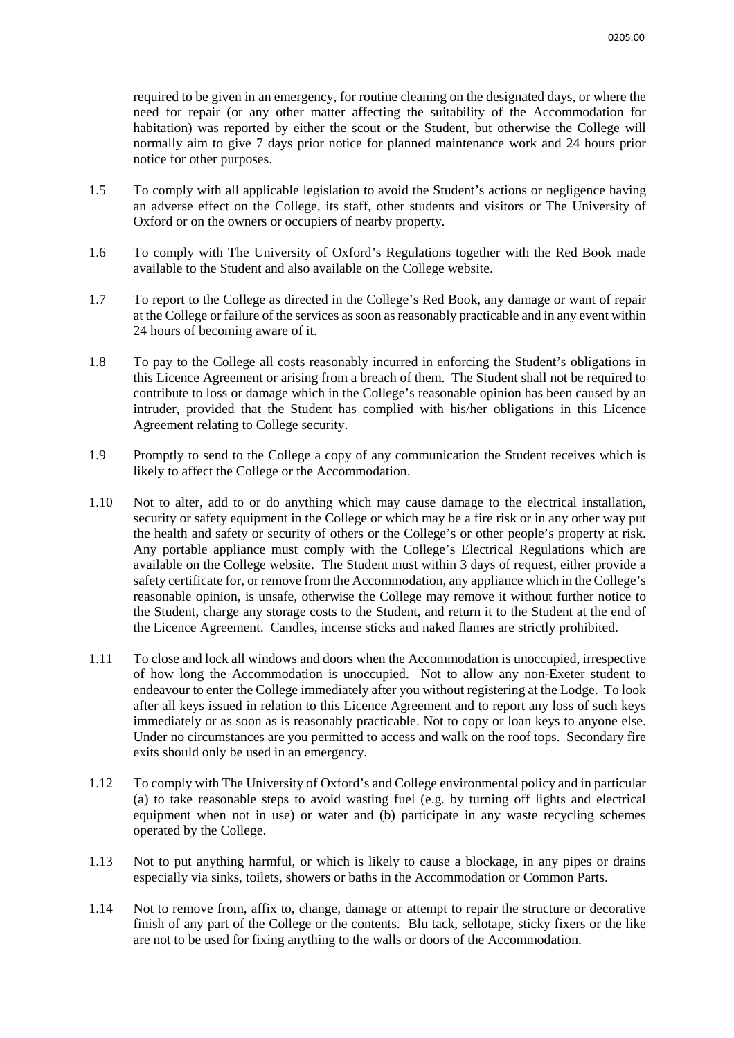required to be given in an emergency, for routine cleaning on the designated days, or where the need for repair (or any other matter affecting the suitability of the Accommodation for habitation) was reported by either the scout or the Student, but otherwise the College will normally aim to give 7 days prior notice for planned maintenance work and 24 hours prior notice for other purposes.

1.5 To comply with all applicable legislation to avoid the Student's actions or negligence having an adverse effect on the College, its staff, other students and visitors or The University of Oxford or on the owners or occupiers of nearby property.

1.6 To comply with The University of Oxford's Regulations together with the Red Book made available to the Student and also available on the College website.

1.7 To report to the College as directed in the College's Red Book, any damage or want of repair at the College or failure of the services as soon as reasonably practicable and in any event within 24 hours of becoming aware of it.

1.8 To pay to the College all costs reasonably incurred in enforcing the Student's obligations in this Licence Agreement or arising from a breach of them. The Student shall not be required to contribute to loss or damage which in the College's reasonable opinion has been caused by an intruder, provided that the Student has complied with his/her obligations in this Licence Agreement relating to College security.

1.9 Promptly to send to the College a copy of any communication the Student receives which is likely to affect the College or the Accommodation.

1.10 Not to alter, add to or do anything which may cause damage to the electrical installation, security or safety equipment in the College or which may be a fire risk or in any other way put the health and safety or security of others or the College's or other people's property at risk. Any portable appliance must comply with the College's Electrical Regulations which are available on the College website. The Student must within 3 days of request, either provide a safety certificate for, or remove from the Accommodation, any appliance which in the College's reasonable opinion, is unsafe, otherwise the College may remove it without further notice to the Student, charge any storage costs to the Student, and return it to the Student at the end of the Licence Agreement. Candles, incense sticks and naked flames are strictly prohibited.

1.11 To close and lock all windows and doors when the Accommodation is unoccupied, irrespective of how long the Accommodation is unoccupied. Not to allow any non-Exeter student to endeavour to enter the College immediately after you without registering at the Lodge. To look after all keys issued in relation to this Licence Agreement and to report any loss of such keys immediately or as soon as is reasonably practicable. Not to copy or loan keys to anyone else. Under no circumstances are you permitted to access and walk on the roof tops. Secondary fire exits should only be used in an emergency.

1.12 To comply with The University of Oxford's and College environmental policy and in particular (a) to take reasonable steps to avoid wasting fuel (e.g. by turning off lights and electrical equipment when not in use) or water and (b) participate in any waste recycling schemes operated by the College.

1.13 Not to put anything harmful, or which is likely to cause a blockage, in any pipes or drains especially via sinks, toilets, showers or baths in the Accommodation or Common Parts.

1.14 Not to remove from, affix to, change, damage or attempt to repair the structure or decorative finish of any part of the College or the contents. Blu tack, sellotape, sticky fixers or the like are not to be used for fixing anything to the walls or doors of the Accommodation.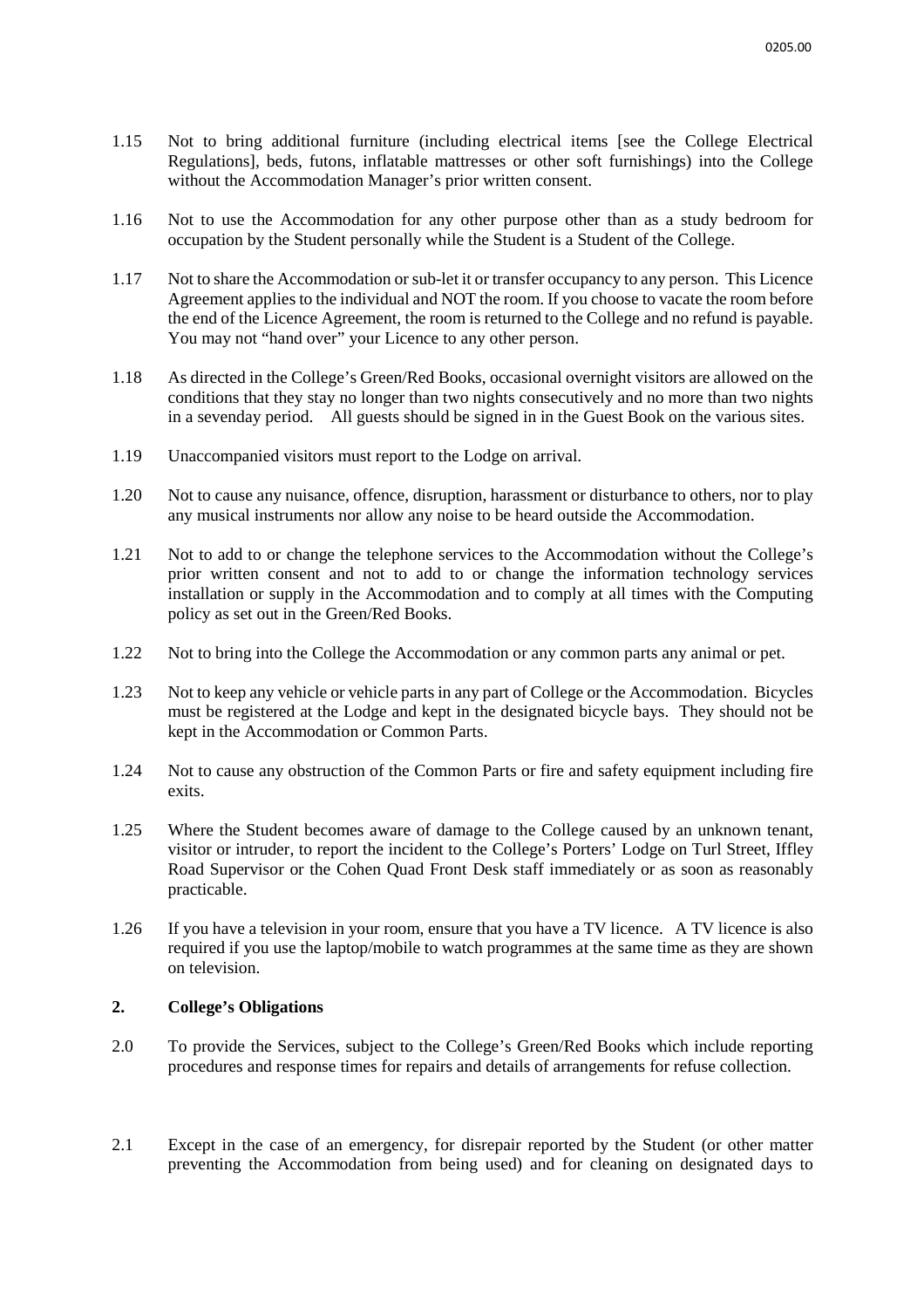1.15 Not to bring additional furniture (including electrical items [see the College Electrical Regulations], beds, futons, inflatable mattresses or other soft furnishings) into the College without the Accommodation Manager's prior written consent.

1.16 Not to use the Accommodation for any other purpose other than as a study bedroom for occupation by the Student personally while the Student is a Student of the College.

1.17 Not to share the Accommodation or sub-let it or transfer occupancy to any person. This Licence Agreement applies to the individual and NOT the room. If you choose to vacate the room before the end of the Licence Agreement, the room is returned to the College and no refund is payable. You may not "hand over" your Licence to any other person.

1.18 As directed in the College's Green/Red Books, occasional overnight visitors are allowed on the conditions that they stay no longer than two nights consecutively and no more than two nights in a sevenday period. All guests should be signed in in the Guest Book on the various sites.

1.19 Unaccompanied visitors must report to the Lodge on arrival.

1.20 Not to cause any nuisance, offence, disruption, harassment or disturbance to others, nor to play any musical instruments nor allow any noise to be heard outside the Accommodation.

1.21 Not to add to or change the telephone services to the Accommodation without the College's prior written consent and not to add to or change the information technology services installation or supply in the Accommodation and to comply at all times with the Computing policy as set out in the Green/Red Books.

1.22 Not to bring into the College the Accommodation or any common parts any animal or pet.

1.23 Not to keep any vehicle or vehicle parts in any part of College or the Accommodation. Bicycles must be registered at the Lodge and kept in the designated bicycle bays. They should not be kept in the Accommodation or Common Parts.

1.24 Not to cause any obstruction of the Common Parts or fire and safety equipment including fire exits.

1.25 Where the Student becomes aware of damage to the College caused by an unknown tenant, visitor or intruder, to report the incident to the College's Porters' Lodge on Turl Street, Iffley Road Supervisor or the Cohen Quad Front Desk staff immediately or as soon as reasonably practicable.

1.26 If you have a television in your room, ensure that you have a TV licence. A TV licence is also required if you use the laptop/mobile to watch programmes at the same time as they are shown on television.

## 2. College's Obligations

2.0 To provide the Services, subject to the College's Green/Red Books which include reporting procedures and response times for repairs and details of arrangements for refuse collection.

2.1 Except in the case of an emergency, for disrepair reported by the Student (or other matter preventing the Accommodation from being used) and for cleaning on designated days to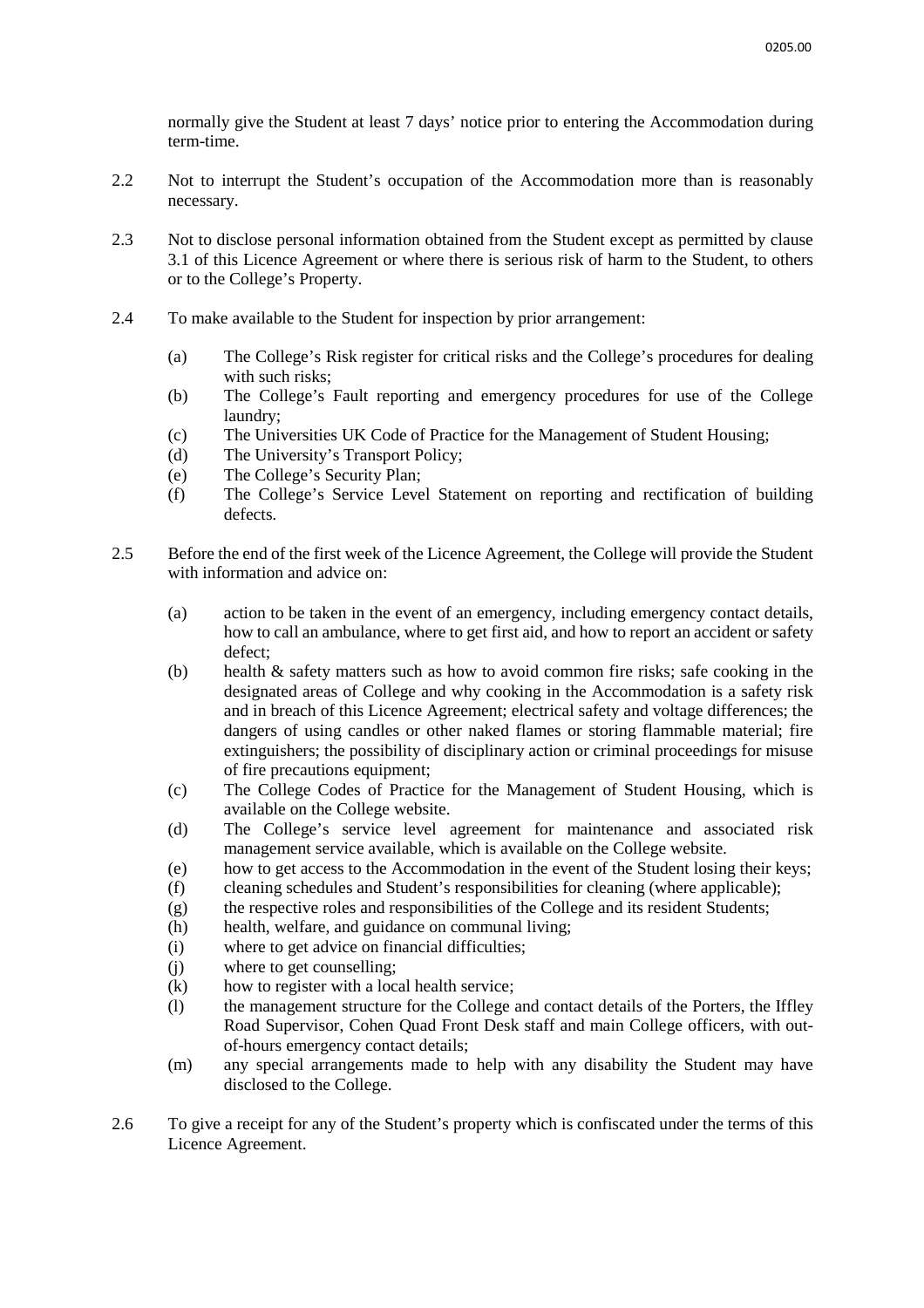normally give the Student at least 7 days' notice prior to entering the Accommodation during term-time.

2.2 Not to interrupt the Student's occupation of the Accommodation more than is reasonably necessary.

2.3 Not to disclose personal information obtained from the Student except as permitted by clause 3.1 of this Licence Agreement or where there is serious risk of harm to the Student, to others or to the College's Property.

2.4 To make available to the Student for inspection by prior arrangement:

- (a) The College's Risk register for critical risks and the College's procedures for dealing with such risks;
- (b) The College's Fault reporting and emergency procedures for use of the College laundry;
- (c) The Universities UK Code of Practice for the Management of Student Housing;
- (d) The University's Transport Policy;
- (e) The College's Security Plan;
- (f) The College's Service Level Statement on reporting and rectification of building defects.

2.5 Before the end of the first week of the Licence Agreement, the College will provide the Student with information and advice on:

- (a) action to be taken in the event of an emergency, including emergency contact details, how to call an ambulance, where to get first aid, and how to report an accident or safety defect;
- (b) health & safety matters such as how to avoid common fire risks; safe cooking in the designated areas of College and why cooking in the Accommodation is a safety risk and in breach of this Licence Agreement; electrical safety and voltage differences; the dangers of using candles or other naked flames or storing flammable material; fire extinguishers; the possibility of disciplinary action or criminal proceedings for misuse of fire precautions equipment;
- (c) The College Codes of Practice for the Management of Student Housing, which is available on the College website.
- (d) The College's service level agreement for maintenance and associated risk management service available, which is available on the College website.
- (e) how to get access to the Accommodation in the event of the Student losing their keys;
- (f) cleaning schedules and Student's responsibilities for cleaning (where applicable);
- (g) the respective roles and responsibilities of the College and its resident Students;
- (h) health, welfare, and guidance on communal living;
- (i) where to get advice on financial difficulties;
- (j) where to get counselling;
- (k) how to register with a local health service;
- (l) the management structure for the College and contact details of the Porters, the Iffley Road Supervisor, Cohen Quad Front Desk staff and main College officers, with out-of-hours emergency contact details;
- (m) any special arrangements made to help with any disability the Student may have disclosed to the College.

2.6 To give a receipt for any of the Student's property which is confiscated under the terms of this Licence Agreement.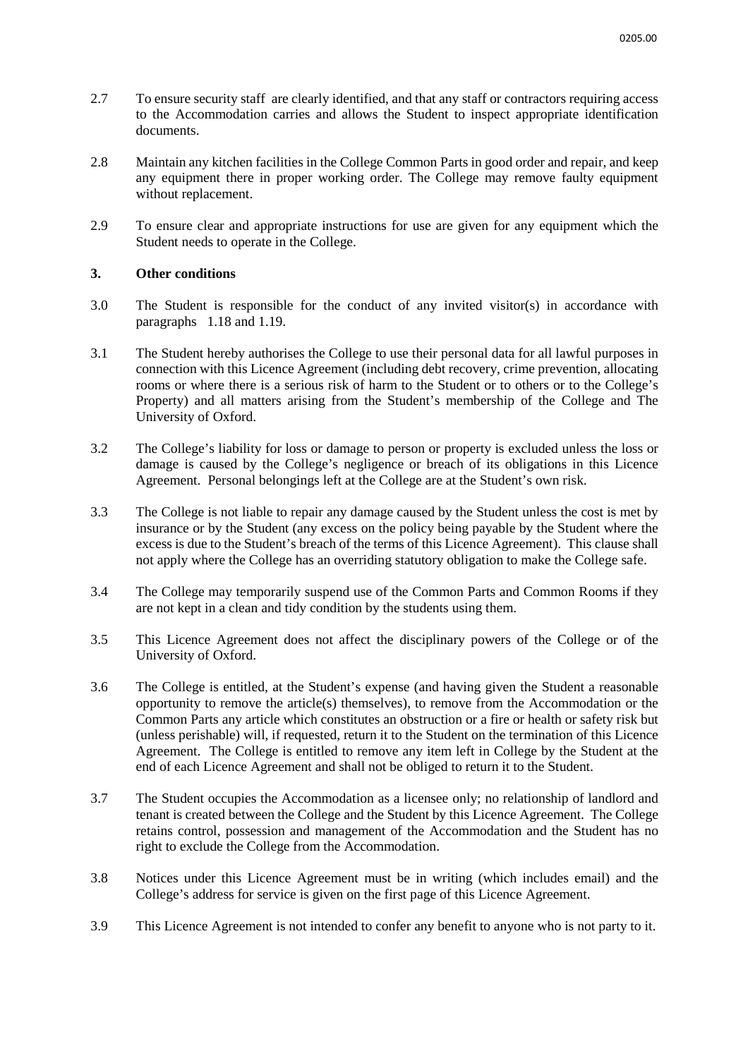2.7 To ensure security staff are clearly identified, and that any staff or contractors requiring access to the Accommodation carries and allows the Student to inspect appropriate identification documents.

2.8 Maintain any kitchen facilities in the College Common Parts in good order and repair, and keep any equipment there in proper working order. The College may remove faulty equipment without replacement.

2.9 To ensure clear and appropriate instructions for use are given for any equipment which the Student needs to operate in the College.

### 3. Other conditions

3.0 The Student is responsible for the conduct of any invited visitor(s) in accordance with paragraphs 1.18 and 1.19.

3.1 The Student hereby authorises the College to use their personal data for all lawful purposes in connection with this Licence Agreement (including debt recovery, crime prevention, allocating rooms or where there is a serious risk of harm to the Student or to others or to the College's Property) and all matters arising from the Student's membership of the College and The University of Oxford.

3.2 The College's liability for loss or damage to person or property is excluded unless the loss or damage is caused by the College's negligence or breach of its obligations in this Licence Agreement. Personal belongings left at the College are at the Student's own risk.

3.3 The College is not liable to repair any damage caused by the Student unless the cost is met by insurance or by the Student (any excess on the policy being payable by the Student where the excess is due to the Student's breach of the terms of this Licence Agreement). This clause shall not apply where the College has an overriding statutory obligation to make the College safe.

3.4 The College may temporarily suspend use of the Common Parts and Common Rooms if they are not kept in a clean and tidy condition by the students using them.

3.5 This Licence Agreement does not affect the disciplinary powers of the College or of the University of Oxford.

3.6 The College is entitled, at the Student's expense (and having given the Student a reasonable opportunity to remove the article(s) themselves), to remove from the Accommodation or the Common Parts any article which constitutes an obstruction or a fire or health or safety risk but (unless perishable) will, if requested, return it to the Student on the termination of this Licence Agreement. The College is entitled to remove any item left in College by the Student at the end of each Licence Agreement and shall not be obliged to return it to the Student.

3.7 The Student occupies the Accommodation as a licensee only; no relationship of landlord and tenant is created between the College and the Student by this Licence Agreement. The College retains control, possession and management of the Accommodation and the Student has no right to exclude the College from the Accommodation.

3.8 Notices under this Licence Agreement must be in writing (which includes email) and the College's address for service is given on the first page of this Licence Agreement.

3.9 This Licence Agreement is not intended to confer any benefit to anyone who is not party to it.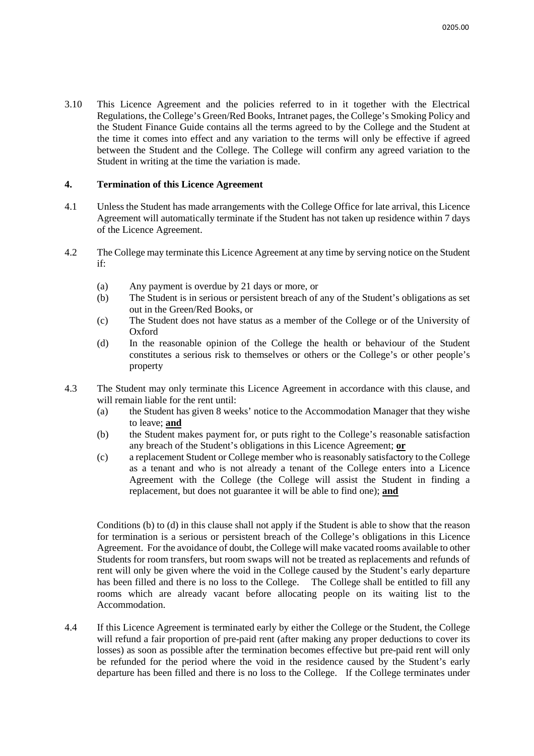3.10 This Licence Agreement and the policies referred to in it together with the Electrical Regulations, the College's Green/Red Books, Intranet pages, the College's Smoking Policy and the Student Finance Guide contains all the terms agreed to by the College and the Student at the time it comes into effect and any variation to the terms will only be effective if agreed between the Student and the College. The College will confirm any agreed variation to the Student in writing at the time the variation is made.

**4. Termination of this Licence Agreement**

4.1 Unless the Student has made arrangements with the College Office for late arrival, this Licence Agreement will automatically terminate if the Student has not taken up residence within 7 days of the Licence Agreement.

4.2 The College may terminate this Licence Agreement at any time by serving notice on the Student if:

(a) Any payment is overdue by 21 days or more, or
(b) The Student is in serious or persistent breach of any of the Student's obligations as set out in the Green/Red Books, or
(c) The Student does not have status as a member of the College or of the University of Oxford
(d) In the reasonable opinion of the College the health or behaviour of the Student constitutes a serious risk to themselves or others or the College's or other people's property

4.3 The Student may only terminate this Licence Agreement in accordance with this clause, and will remain liable for the rent until:

(a) the Student has given 8 weeks' notice to the Accommodation Manager that they wishe to leave; **and**
(b) the Student makes payment for, or puts right to the College's reasonable satisfaction any breach of the Student's obligations in this Licence Agreement; **or**
(c) a replacement Student or College member who is reasonably satisfactory to the College as a tenant and who is not already a tenant of the College enters into a Licence Agreement with the College (the College will assist the Student in finding a replacement, but does not guarantee it will be able to find one); **and**

Conditions (b) to (d) in this clause shall not apply if the Student is able to show that the reason for termination is a serious or persistent breach of the College's obligations in this Licence Agreement. For the avoidance of doubt, the College will make vacated rooms available to other Students for room transfers, but room swaps will not be treated as replacements and refunds of rent will only be given where the void in the College caused by the Student's early departure has been filled and there is no loss to the College. The College shall be entitled to fill any rooms which are already vacant before allocating people on its waiting list to the Accommodation.

4.4 If this Licence Agreement is terminated early by either the College or the Student, the College will refund a fair proportion of pre-paid rent (after making any proper deductions to cover its losses) as soon as possible after the termination becomes effective but pre-paid rent will only be refunded for the period where the void in the residence caused by the Student's early departure has been filled and there is no loss to the College. If the College terminates under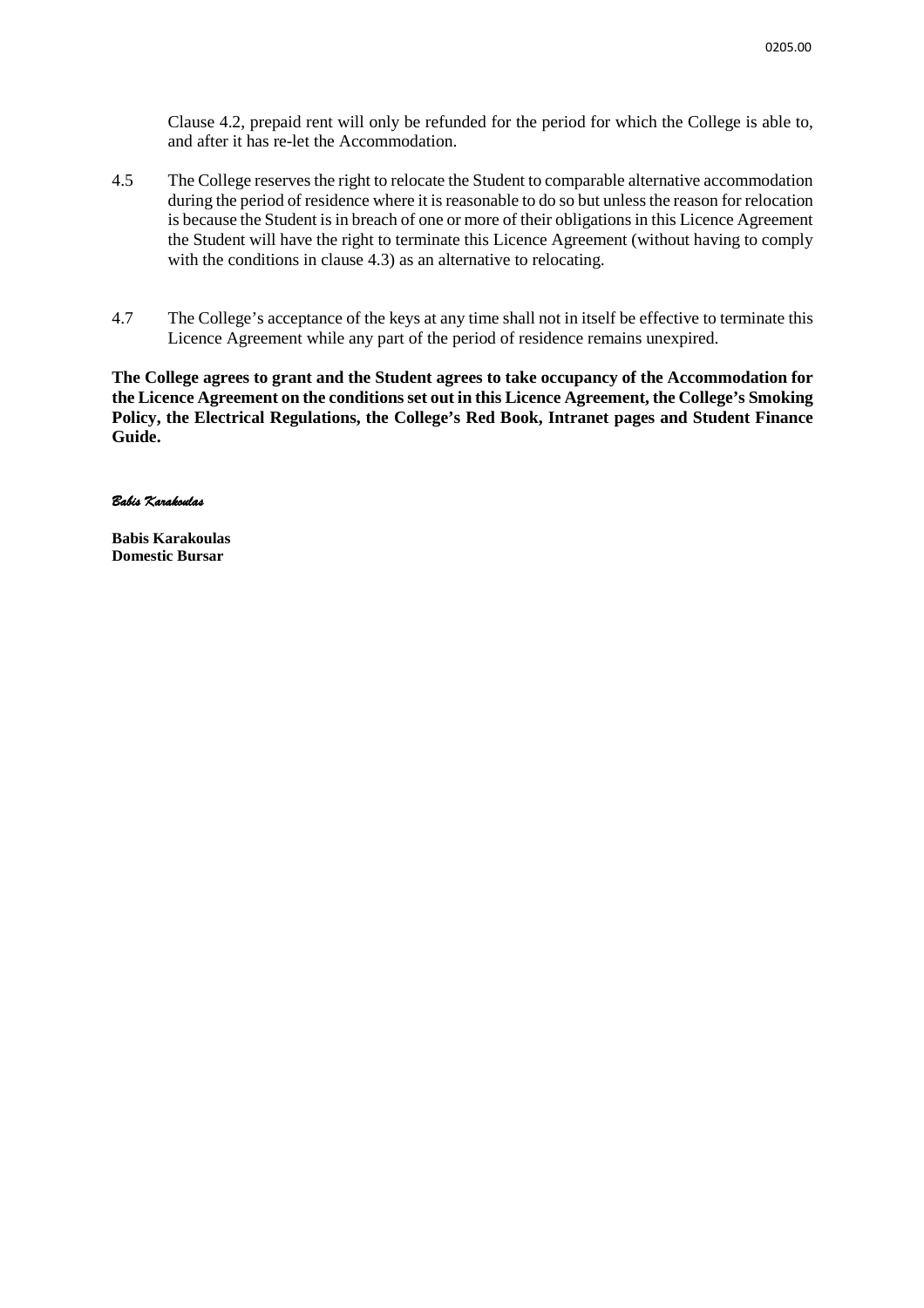Clause 4.2, prepaid rent will only be refunded for the period for which the College is able to, and after it has re-let the Accommodation.

4.5 The College reserves the right to relocate the Student to comparable alternative accommodation during the period of residence where it is reasonable to do so but unless the reason for relocation is because the Student is in breach of one or more of their obligations in this Licence Agreement the Student will have the right to terminate this Licence Agreement (without having to comply with the conditions in clause 4.3) as an alternative to relocating.

4.7 The College's acceptance of the keys at any time shall not in itself be effective to terminate this Licence Agreement while any part of the period of residence remains unexpired.

**The College agrees to grant and the Student agrees to take occupancy of the Accommodation for the Licence Agreement on the conditions set out in this Licence Agreement, the College's Smoking Policy, the Electrical Regulations, the College's Red Book, Intranet pages and Student Finance Guide.**

*Babis Karakoulas*

**Babis Karakoulas**
**Domestic Bursar**